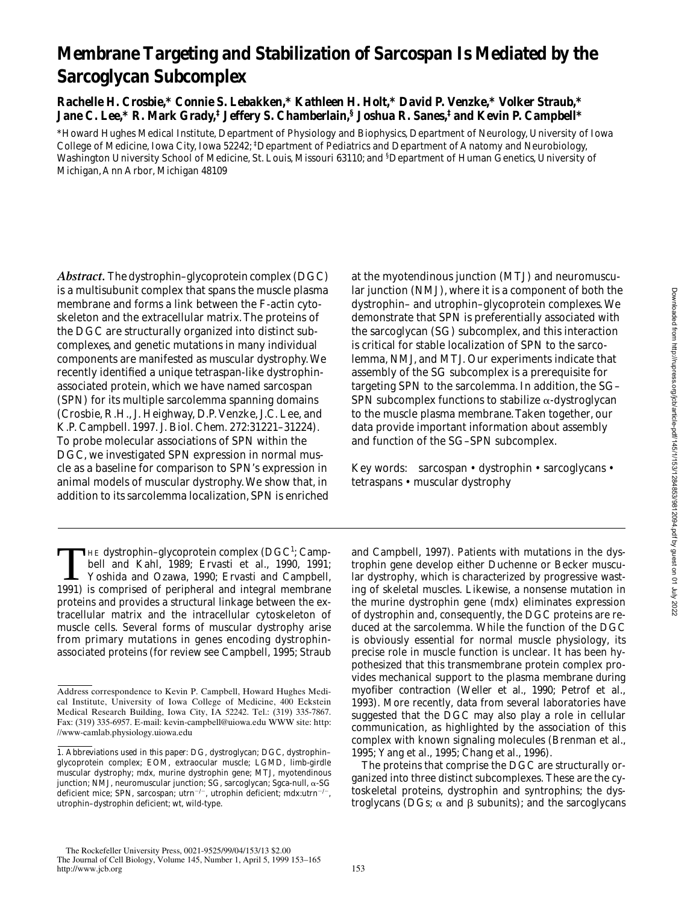# Membrane Targeting and Stabilization of Sarcospan Is Mediated by the Sarcoglycan Subcomplex

**Rachelle H. Crosbie,* Connie S. Lebakken,* Kathleen H. Holt,* David P. Venzke,* Volker Straub,* Jane C. Lee,* R. Mark Grady,‡ Jeffery S. Chamberlain,§ Joshua R. Sanes,‡ and Kevin P. Campbell***

*Howard Hughes Medical Institute, Department of Physiology and Biophysics, Department of Neurology, University of Iowa College of Medicine, Iowa City, Iowa 52242; ‡Department of Pediatrics and Department of Anatomy and Neurobiology, Washington University School of Medicine, St. Louis, Missouri 63110; and §Department of Human Genetics, University of Michigan, Ann Arbor, Michigan 48109

*Abstract.* The dystrophin–glycoprotein complex (DGC) is a multisubunit complex that spans the muscle plasma membrane and forms a link between the F-actin cytoskeleton and the extracellular matrix. The proteins of the DGC are structurally organized into distinct subcomplexes, and genetic mutations in many individual components are manifested as muscular dystrophy. We recently identified a unique tetraspan-like dystrophin-associated protein, which we have named sarcospan (SPN) for its multiple sarcolemma spanning domains (Crosbie, R.H., J. Heighway, D.P. Venzke, J.C. Lee, and K.P. Campbell. 1997. J. Biol. Chem. 272:31221–31224). To probe molecular associations of SPN within the DGC, we investigated SPN expression in normal muscle as a baseline for comparison to SPN's expression in animal models of muscular dystrophy. We show that, in addition to its sarcolemma localization, SPN is enriched at the myotendinous junction (MTJ) and neuromuscular junction (NMJ), where it is a component of both the dystrophin– and utrophin–glycoprotein complexes. We demonstrate that SPN is preferentially associated with the sarcoglycan (SG) subcomplex, and this interaction is critical for stable localization of SPN to the sarcolemma, NMJ, and MTJ. Our experiments indicate that assembly of the SG subcomplex is a prerequisite for targeting SPN to the sarcolemma. In addition, the SG–SPN subcomplex functions to stabilize α-dystroglycan to the muscle plasma membrane. Taken together, our data provide important information about assembly and function of the SG–SPN subcomplex.

Key words: sarcospan • dystrophin • sarcoglycans • tetraspans • muscular dystrophy

The dystrophin–glycoprotein complex (DGC[1]; Campbell and Kahl, 1989; Ervasti et al., 1990, 1991; Yoshida and Ozawa, 1990; Ervasti and Campbell, 1991) is comprised of peripheral and integral membrane proteins and provides a structural linkage between the extracellular matrix and the intracellular cytoskeleton of muscle cells. Several forms of muscular dystrophy arise from primary mutations in genes encoding dystrophin-associated proteins (for review see Campbell, 1995; Straub and Campbell, 1997). Patients with mutations in the dystrophin gene develop either Duchenne or Becker muscular dystrophy, which is characterized by progressive wasting of skeletal muscles. Likewise, a nonsense mutation in the murine dystrophin gene (mdx) eliminates expression of dystrophin and, consequently, the DGC proteins are reduced at the sarcolemma. While the function of the DGC is obviously essential for normal muscle physiology, its precise role in muscle function is unclear. It has been hypothesized that this transmembrane protein complex provides mechanical support to the plasma membrane during myofiber contraction (Weller et al., 1990; Petrof et al., 1993). More recently, data from several laboratories have suggested that the DGC may also play a role in cellular communication, as highlighted by the association of this complex with known signaling molecules (Brenman et al., 1995; Yang et al., 1995; Chang et al., 1996).

The proteins that comprise the DGC are structurally organized into three distinct subcomplexes. These are the cytoskeletal proteins, dystrophin and syntrophins; the dystroglycans (DGs; α and β subunits); and the sarcoglycans

Address correspondence to Kevin P. Campbell, Howard Hughes Medical Institute, University of Iowa College of Medicine, 400 Eckstein Medical Research Building, Iowa City, IA 52242. Tel.: (319) 335-7867. Fax: (319) 335-6957. E-mail: kevin-campbell@uiowa.edu WWW site: http://www-camlab.physiology.uiowa.edu

1. Abbreviations used in this paper: DG, dystroglycan; DGC, dystrophin–glycoprotein complex; EOM, extraocular muscle; LGMD, limb-girdle muscular dystrophy; mdx, murine dystrophin gene; MTJ, myotendinous junction; NMJ, neuromuscular junction; SG, sarcoglycan; Sgca-null, α-SG deficient mice; SPN, sarcospan; utrn$^{-/-}$, utrophin deficient; mdx:utrn$^{-/-}$, utrophin–dystrophin deficient; wt, wild-type.

The Rockefeller University Press, 0021-9525/99/04/153/13 $2.00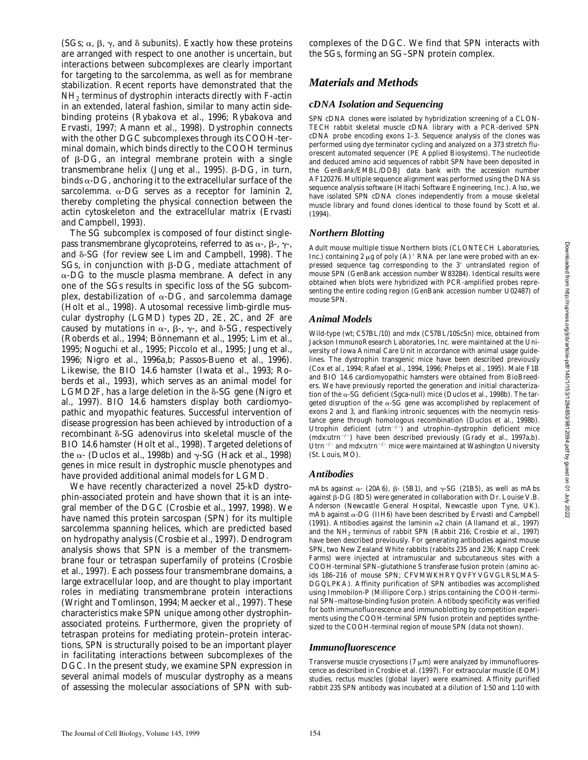(SGs; α, β, γ, and δ subunits). Exactly how these proteins are arranged with respect to one another is uncertain, but interactions between subcomplexes are clearly important for targeting to the sarcolemma, as well as for membrane stabilization. Recent reports have demonstrated that the $NH_2$ terminus of dystrophin interacts directly with F-actin in an extended, lateral fashion, similar to many actin side-binding proteins (Rybakova et al., 1996; Rybakova and Ervasti, 1997; Amann et al., 1998). Dystrophin connects with the other DGC subcomplexes through its COOH-terminal domain, which binds directly to the COOH terminus of β-DG, an integral membrane protein with a single transmembrane helix (Jung et al., 1995). β-DG, in turn, binds α-DG, anchoring it to the extracellular surface of the sarcolemma. α-DG serves as a receptor for laminin 2, thereby completing the physical connection between the actin cytoskeleton and the extracellular matrix (Ervasti and Campbell, 1993).

The SG subcomplex is composed of four distinct single-pass transmembrane glycoproteins, referred to as α-, β-, γ-, and δ-SG (for review see Lim and Campbell, 1998). The SGs, in conjunction with β-DG, mediate attachment of α-DG to the muscle plasma membrane. A defect in any one of the SGs results in specific loss of the SG subcomplex, destabilization of α-DG, and sarcolemma damage (Holt et al., 1998). Autosomal recessive limb-girdle muscular dystrophy (LGMD) types 2D, 2E, 2C, and 2F are caused by mutations in α-, β-, γ-, and δ-SG, respectively (Roberds et al., 1994; Bönnemann et al., 1995; Lim et al., 1995; Noguchi et al., 1995; Piccolo et al., 1995; Jung et al., 1996; Nigro et al., 1996a,b; Passos-Bueno et al., 1996). Likewise, the BIO 14.6 hamster (Iwata et al., 1993; Roberds et al., 1993), which serves as an animal model for LGMD2F, has a large deletion in the δ-SG gene (Nigro et al., 1997). BIO 14.6 hamsters display both cardiomyopathic and myopathic features. Successful intervention of disease progression has been achieved by introduction of a recombinant δ-SG adenovirus into skeletal muscle of the BIO 14.6 hamster (Holt et al., 1998). Targeted deletions of the α- (Duclos et al., 1998b) and γ-SG (Hack et al., 1998) genes in mice result in dystrophic muscle phenotypes and have provided additional animal models for LGMD.

We have recently characterized a novel 25-kD dystrophin-associated protein and have shown that it is an integral member of the DGC (Crosbie et al., 1997, 1998). We have named this protein sarcospan (SPN) for its multiple sarcolemma spanning helices, which are predicted based on hydropathy analysis (Crosbie et al., 1997). Dendrogram analysis shows that SPN is a member of the transmembrane four or tetraspan superfamily of proteins (Crosbie et al., 1997). Each possess four transmembrane domains, a large extracellular loop, and are thought to play important roles in mediating transmembrane protein interactions (Wright and Tomlinson, 1994; Maecker et al., 1997). These characteristics make SPN unique among other dystrophin-associated proteins. Furthermore, given the propriety of tetraspan proteins for mediating protein–protein interactions, SPN is structurally poised to be an important player in facilitating interactions between subcomplexes of the DGC. In the present study, we examine SPN expression in several animal models of muscular dystrophy as a means of assessing the molecular associations of SPN with subcomplexes of the DGC. We find that SPN interacts with the SGs, forming an SG–SPN protein complex.

## Materials and Methods

### cDNA Isolation and Sequencing

SPN cDNA clones were isolated by hybridization screening of a CLONTECH rabbit skeletal muscle cDNA library with a PCR-derived SPN cDNA probe encoding exons 1–3. Sequence analysis of the clones was performed using dye terminator cycling and analyzed on a 373 stretch fluorescent automated sequencer (PE Applied Biosystems). The nucleotide and deduced amino acid sequences of rabbit SPN have been deposited in the GenBank/EMBL/DDBJ data bank with the accession number AF120276. Multiple sequence alignment was performed using the DNAsis sequence analysis software (Hitachi Software Engineering, Inc.). Also, we have isolated SPN cDNA clones independently from a mouse skeletal muscle library and found clones identical to those found by Scott et al. (1994).

### Northern Blotting

Adult mouse multiple tissue Northern blots (CLONTECH Laboratories, Inc.) containing 2 μg of poly $(A)^+$ RNA per lane were probed with an expressed sequence tag corresponding to the 3′ untranslated region of mouse SPN (GenBank accession number W83284). Identical results were obtained when blots were hybridized with PCR-amplified probes representing the entire coding region (GenBank accession number U02487) of mouse SPN.

### Animal Models

Wild-type (wt; C57BL/10) and mdx (C57BL/10ScSn) mice, obtained from Jackson ImmunoResearch Laboratories, Inc. were maintained at the University of Iowa Animal Care Unit in accordance with animal usage guidelines. The dystrophin transgenic mice have been described previously (Cox et al., 1994; Rafael et al., 1994, 1996; Phelps et al., 1995). Male F1B and BIO 14.6 cardiomyopathic hamsters were obtained from BioBreeders. We have previously reported the generation and initial characterization of the α-SG deficient (Sgca-null) mice (Duclos et al., 1998b). The targeted disruption of the α-SG gene was accomplished by replacement of exons 2 and 3, and flanking intronic sequences with the neomycin resistance gene through homologous recombination (Duclos et al., 1998b). Utrophin deficient ($utrn^{-/-}$) and utrophin–dystrophin deficient mice ($mdx{:}utrn^{-/-}$) have been described previously (Grady et al., 1997a,b). $Utrn^{-/-}$ and $mdx{:}utrn^{-/-}$ mice were maintained at Washington University (St. Louis, MO).

### Antibodies

mAbs against α- (20A6), β- (5B1), and γ-SG (21B5), as well as mAbs against β-DG (8D5) were generated in collaboration with Dr. Louise V.B. Anderson (Newcastle General Hospital, Newcastle upon Tyne, UK). mAb against α-DG (IIH6) have been described by Ervasti and Campbell (1991). Antibodies against the laminin α2 chain (Allamand et al., 1997) and the $NH_2$ terminus of rabbit SPN (Rabbit 216; Crosbie et al., 1997) have been described previously. For generating antibodies against mouse SPN, two New Zealand White rabbits (rabbits 235 and 236; Knapp Creek Farms) were injected at intramuscular and subcutaneous sites with a COOH-terminal SPN–glutathione S transferase fusion protein (amino acids 186–216 of mouse SPN; CFVMWKHRYQVFYVGVGLRSLMASDGQLPKA). Affinity purification of SPN antibodies was accomplished using Immobilon-P (Millipore Corp.) strips containing the COOH-terminal SPN–maltose-binding fusion protein. Antibody specificity was verified for both immunofluorescence and immunoblotting by competition experiments using the COOH-terminal SPN fusion protein and peptides synthesized to the COOH-terminal region of mouse SPN (data not shown).

### Immunofluorescence

Transverse muscle cryosections (7 μm) were analyzed by immunofluorescence as described in Crosbie et al. (1997). For extraocular muscle (EOM) studies, rectus muscles (global layer) were examined. Affinity purified rabbit 235 SPN antibody was incubated at a dilution of 1:50 and 1:10 with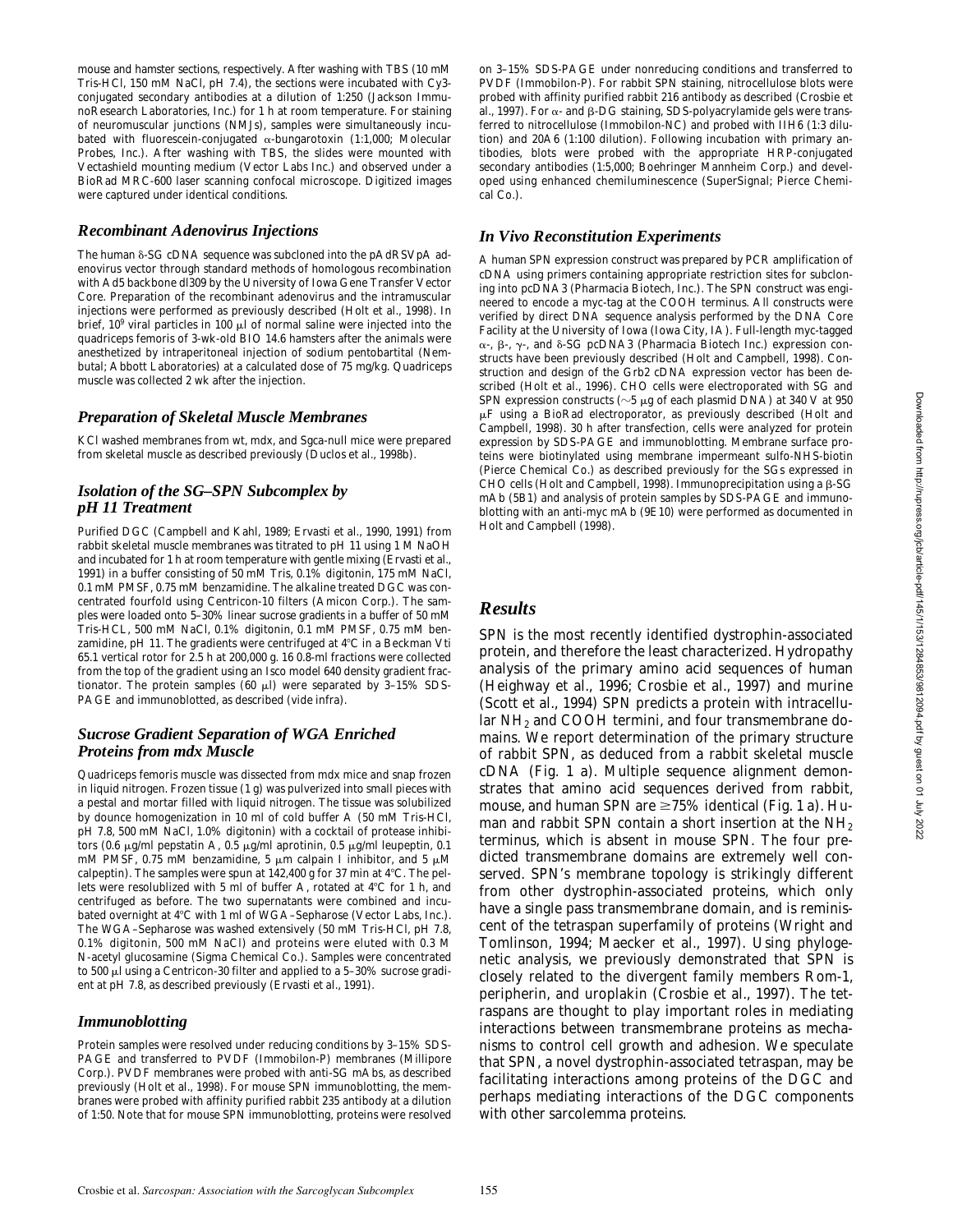mouse and hamster sections, respectively. After washing with TBS (10 mM Tris-HCl, 150 mM NaCl, pH 7.4), the sections were incubated with Cy3-conjugated secondary antibodies at a dilution of 1:250 (Jackson ImmunoResearch Laboratories, Inc.) for 1 h at room temperature. For staining of neuromuscular junctions (NMJs), samples were simultaneously incubated with fluorescein-conjugated α-bungarotoxin (1:1,000; Molecular Probes, Inc.). After washing with TBS, the slides were mounted with Vectashield mounting medium (Vector Labs Inc.) and observed under a BioRad MRC-600 laser scanning confocal microscope. Digitized images were captured under identical conditions.

### *Recombinant Adenovirus Injections*

The human δ-SG cDNA sequence was subcloned into the pAdRSVpA adenovirus vector through standard methods of homologous recombination with Ad5 backbone dl309 by the University of Iowa Gene Transfer Vector Core. Preparation of the recombinant adenovirus and the intramuscular injections were performed as previously described (Holt et al., 1998). In brief, $10^9$ viral particles in 100 μl of normal saline were injected into the quadriceps femoris of 3-wk-old BIO 14.6 hamsters after the animals were anesthetized by intraperitoneal injection of sodium pentobartital (Nembutal; Abbott Laboratories) at a calculated dose of 75 mg/kg. Quadriceps muscle was collected 2 wk after the injection.

### *Preparation of Skeletal Muscle Membranes*

KCl washed membranes from wt, mdx, and Sgca-null mice were prepared from skeletal muscle as described previously (Duclos et al., 1998b).

### *Isolation of the SG–SPN Subcomplex by pH 11 Treatment*

Purified DGC (Campbell and Kahl, 1989; Ervasti et al., 1990, 1991) from rabbit skeletal muscle membranes was titrated to pH 11 using 1 M NaOH and incubated for 1 h at room temperature with gentle mixing (Ervasti et al., 1991) in a buffer consisting of 50 mM Tris, 0.1% digitonin, 175 mM NaCl, 0.1 mM PMSF, 0.75 mM benzamidine. The alkaline treated DGC was concentrated fourfold using Centricon-10 filters (Amicon Corp.). The samples were loaded onto 5–30% linear sucrose gradients in a buffer of 50 mM Tris-HCL, 500 mM NaCl, 0.1% digitonin, 0.1 mM PMSF, 0.75 mM benzamidine, pH 11. The gradients were centrifuged at 4°C in a Beckman Vti 65.1 vertical rotor for 2.5 h at 200,000 g. 16 0.8-ml fractions were collected from the top of the gradient using an Isco model 640 density gradient fractionator. The protein samples (60 μl) were separated by 3–15% SDS-PAGE and immunoblotted, as described (vide infra).

### *Sucrose Gradient Separation of WGA Enriched Proteins from mdx Muscle*

Quadriceps femoris muscle was dissected from mdx mice and snap frozen in liquid nitrogen. Frozen tissue (1 g) was pulverized into small pieces with a pestal and mortar filled with liquid nitrogen. The tissue was solubilized by dounce homogenization in 10 ml of cold buffer A (50 mM Tris-HCl, pH 7.8, 500 mM NaCl, 1.0% digitonin) with a cocktail of protease inhibitors (0.6 μg/ml pepstatin A, 0.5 μg/ml aprotinin, 0.5 μg/ml leupeptin, 0.1 mM PMSF, 0.75 mM benzamidine, 5 μm calpain I inhibitor, and 5 μM calpeptin). The samples were spun at 142,400 g for 37 min at 4°C. The pellets were resoublized with 5 ml of buffer A, rotated at 4°C for 1 h, and centrifuged as before. The two supernatants were combined and incubated overnight at 4°C with 1 ml of WGA–Sepharose (Vector Labs, Inc.). The WGA–Sepharose was washed extensively (50 mM Tris-HCl, pH 7.8, 0.1% digitonin, 500 mM NaCl) and proteins were eluted with 0.3 M N-acetyl glucosamine (Sigma Chemical Co.). Samples were concentrated to 500 μl using a Centricon-30 filter and applied to a 5–30% sucrose gradient at pH 7.8, as described previously (Ervasti et al., 1991).

### *Immunoblotting*

Protein samples were resolved under reducing conditions by 3–15% SDS-PAGE and transferred to PVDF (Immobilon-P) membranes (Millipore Corp.). PVDF membranes were probed with anti-SG mAbs, as described previously (Holt et al., 1998). For mouse SPN immunoblotting, the membranes were probed with affinity purified rabbit 235 antibody at a dilution of 1:50. Note that for mouse SPN immunoblotting, proteins were resolved on 3–15% SDS-PAGE under nonreducing conditions and transferred to PVDF (Immobilon-P). For rabbit SPN staining, nitrocellulose blots were probed with affinity purified rabbit 216 antibody as described (Crosbie et al., 1997). For α- and β-DG staining, SDS-polyacrylamide gels were transferred to nitrocellulose (Immobilon-NC) and probed with IIH6 (1:3 dilution) and 20A6 (1:100 dilution). Following incubation with primary antibodies, blots were probed with the appropriate HRP-conjugated secondary antibodies (1:5,000; Boehringer Mannheim Corp.) and developed using enhanced chemiluminescence (SuperSignal; Pierce Chemical Co.).

### *In Vivo Reconstitution Experiments*

A human SPN expression construct was prepared by PCR amplification of cDNA using primers containing appropriate restriction sites for subcloning into pcDNA3 (Pharmacia Biotech, Inc.). The SPN construct was engineered to encode a myc-tag at the COOH terminus. All constructs were verified by direct DNA sequence analysis performed by the DNA Core Facility at the University of Iowa (Iowa City, IA). Full-length myc-tagged α-, β-, γ-, and δ-SG pcDNA3 (Pharmacia Biotech Inc.) expression constructs have been previously described (Holt and Campbell, 1998). Construction and design of the Grb2 cDNA expression vector has been described (Holt et al., 1996). CHO cells were electroporated with SG and SPN expression constructs (~5 μg of each plasmid DNA) at 340 V at 950 μF using a BioRad electroporator, as previously described (Holt and Campbell, 1998). 30 h after transfection, cells were analyzed for protein expression by SDS-PAGE and immunoblotting. Membrane surface proteins were biotinylated using membrane impermeant sulfo-NHS-biotin (Pierce Chemical Co.) as described previously for the SGs expressed in CHO cells (Holt and Campbell, 1998). Immunoprecipitation using a β-SG mAb (5B1) and analysis of protein samples by SDS-PAGE and immunoblotting with an anti-myc mAb (9E10) were performed as documented in Holt and Campbell (1998).

## *Results*

SPN is the most recently identified dystrophin-associated protein, and therefore the least characterized. Hydropathy analysis of the primary amino acid sequences of human (Heighway et al., 1996; Crosbie et al., 1997) and murine (Scott et al., 1994) SPN predicts a protein with intracellular $NH_2$ and COOH termini, and four transmembrane domains. We report determination of the primary structure of rabbit SPN, as deduced from a rabbit skeletal muscle cDNA (Fig. 1 a). Multiple sequence alignment demonstrates that amino acid sequences derived from rabbit, mouse, and human SPN are ≥75% identical (Fig. 1 a). Human and rabbit SPN contain a short insertion at the $NH_2$ terminus, which is absent in mouse SPN. The four predicted transmembrane domains are extremely well conserved. SPN's membrane topology is strikingly different from other dystrophin-associated proteins, which only have a single pass transmembrane domain, and is reminiscent of the tetraspan superfamily of proteins (Wright and Tomlinson, 1994; Maecker et al., 1997). Using phylogenetic analysis, we previously demonstrated that SPN is closely related to the divergent family members Rom-1, peripherin, and uroplakin (Crosbie et al., 1997). The tetraspans are thought to play important roles in mediating interactions between transmembrane proteins as mechanisms to control cell growth and adhesion. We speculate that SPN, a novel dystrophin-associated tetraspan, may be facilitating interactions among proteins of the DGC and perhaps mediating interactions of the DGC components with other sarcolemma proteins.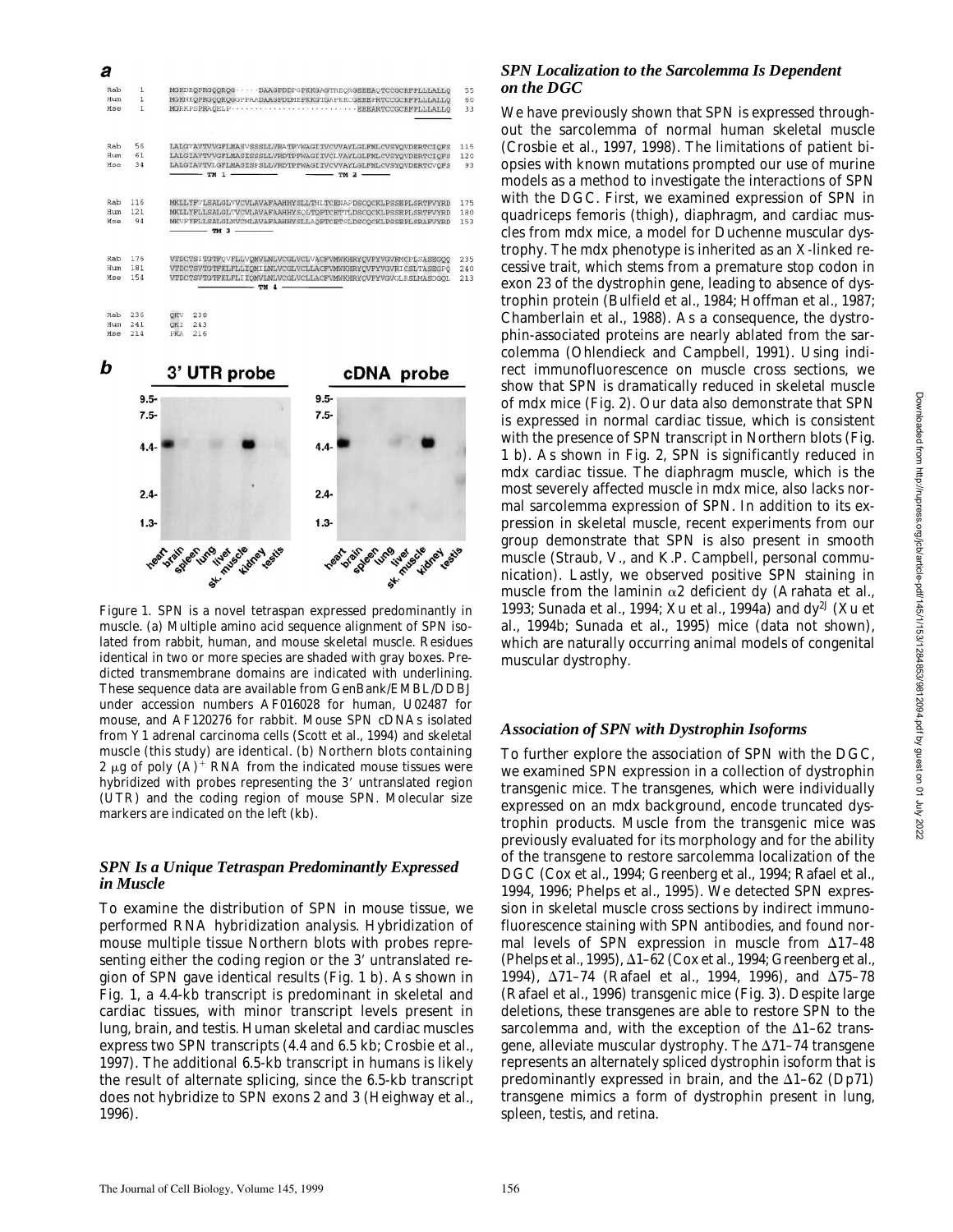*Figure 1.* SPN is a novel tetraspan expressed predominantly in muscle. (a) Multiple amino acid sequence alignment of SPN isolated from rabbit, human, and mouse skeletal muscle. Residues identical in two or more species are shaded with gray boxes. Predicted transmembrane domains are indicated with underlining. These sequence data are available from GenBank/EMBL/DDBJ under accession numbers AF016028 for human, U02487 for mouse, and AF120276 for rabbit. Mouse SPN cDNAs isolated from Y1 adrenal carcinoma cells (Scott et al., 1994) and skeletal muscle (this study) are identical. (b) Northern blots containing 2 μg of poly $(A)^+$ RNA from the indicated mouse tissues were hybridized with probes representing the 3′ untranslated region (UTR) and the coding region of mouse SPN. Molecular size markers are indicated on the left (kb).

### *SPN Is a Unique Tetraspan Predominantly Expressed in Muscle*

To examine the distribution of SPN in mouse tissue, we performed RNA hybridization analysis. Hybridization of mouse multiple tissue Northern blots with probes representing either the coding region or the 3′ untranslated region of SPN gave identical results (Fig. 1 b). As shown in Fig. 1, a 4.4-kb transcript is predominant in skeletal and cardiac tissues, with minor transcript levels present in lung, brain, and testis. Human skeletal and cardiac muscles express two SPN transcripts (4.4 and 6.5 kb; Crosbie et al., 1997). The additional 6.5-kb transcript in humans is likely the result of alternate splicing, since the 6.5-kb transcript does not hybridize to SPN exons 2 and 3 (Heighway et al., 1996).

### *SPN Localization to the Sarcolemma Is Dependent on the DGC*

We have previously shown that SPN is expressed throughout the sarcolemma of normal human skeletal muscle (Crosbie et al., 1997, 1998). The limitations of patient biopsies with known mutations prompted our use of murine models as a method to investigate the interactions of SPN with the DGC. First, we examined expression of SPN in quadriceps femoris (thigh), diaphragm, and cardiac muscles from mdx mice, a model for Duchenne muscular dystrophy. The mdx phenotype is inherited as an X-linked recessive trait, which stems from a premature stop codon in exon 23 of the dystrophin gene, leading to absence of dystrophin protein (Bulfield et al., 1984; Hoffman et al., 1987; Chamberlain et al., 1988). As a consequence, the dystrophin-associated proteins are nearly ablated from the sarcolemma (Ohlendieck and Campbell, 1991). Using indirect immunofluorescence on muscle cross sections, we show that SPN is dramatically reduced in skeletal muscle of mdx mice (Fig. 2). Our data also demonstrate that SPN is expressed in normal cardiac tissue, which is consistent with the presence of SPN transcript in Northern blots (Fig. 1 b). As shown in Fig. 2, SPN is significantly reduced in mdx cardiac tissue. The diaphragm muscle, which is the most severely affected muscle in mdx mice, also lacks normal sarcolemma expression of SPN. In addition to its expression in skeletal muscle, recent experiments from our group demonstrate that SPN is also present in smooth muscle (Straub, V., and K.P. Campbell, personal communication). Lastly, we observed positive SPN staining in muscle from the laminin α2 deficient dy (Arahata et al., 1993; Sunada et al., 1994; Xu et al., 1994a) and $dy^{2J}$ (Xu et al., 1994b; Sunada et al., 1995) mice (data not shown), which are naturally occurring animal models of congenital muscular dystrophy.

### *Association of SPN with Dystrophin Isoforms*

To further explore the association of SPN with the DGC, we examined SPN expression in a collection of dystrophin transgenic mice. The transgenes, which were individually expressed on an mdx background, encode truncated dystrophin products. Muscle from the transgenic mice was previously evaluated for its morphology and for the ability of the transgene to restore sarcolemma localization of the DGC (Cox et al., 1994; Greenberg et al., 1994; Rafael et al., 1994, 1996; Phelps et al., 1995). We detected SPN expression in skeletal muscle cross sections by indirect immunofluorescence staining with SPN antibodies, and found normal levels of SPN expression in muscle from Δ17–48 (Phelps et al., 1995), Δ1–62 (Cox et al., 1994; Greenberg et al., 1994), Δ71–74 (Rafael et al., 1994, 1996), and Δ75–78 (Rafael et al., 1996) transgenic mice (Fig. 3). Despite large deletions, these transgenes are able to restore SPN to the sarcolemma and, with the exception of the Δ1–62 transgene, alleviate muscular dystrophy. The Δ71–74 transgene represents an alternately spliced dystrophin isoform that is predominantly expressed in brain, and the Δ1–62 (Dp71) transgene mimics a form of dystrophin present in lung, spleen, testis, and retina.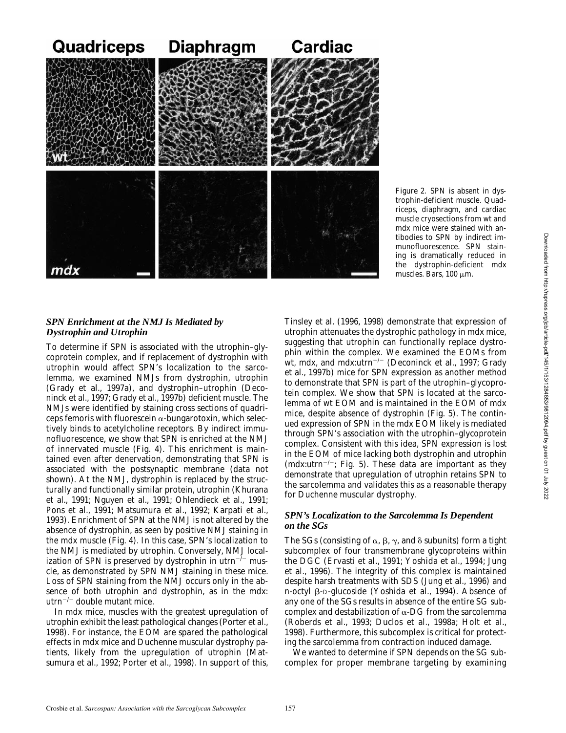Figure 2. SPN is absent in dystrophin-deficient muscle. Quadriceps, diaphragm, and cardiac muscle cryosections from wt and mdx mice were stained with antibodies to SPN by indirect immunofluorescence. SPN staining is dramatically reduced in the dystrophin-deficient mdx muscles. Bars, 100 μm.

### *SPN Enrichment at the NMJ Is Mediated by Dystrophin and Utrophin*

To determine if SPN is associated with the utrophin–glycoprotein complex, and if replacement of dystrophin with utrophin would affect SPN's localization to the sarcolemma, we examined NMJs from dystrophin, utrophin (Grady et al., 1997a), and dystrophin–utrophin (Deconinck et al., 1997; Grady et al., 1997b) deficient muscle. The NMJs were identified by staining cross sections of quadriceps femoris with fluorescein α-bungarotoxin, which selectively binds to acetylcholine receptors. By indirect immunofluorescence, we show that SPN is enriched at the NMJ of innervated muscle (Fig. 4). This enrichment is maintained even after denervation, demonstrating that SPN is associated with the postsynaptic membrane (data not shown). At the NMJ, dystrophin is replaced by the structurally and functionally similar protein, utrophin (Khurana et al., 1991; Nguyen et al., 1991; Ohlendieck et al., 1991; Pons et al., 1991; Matsumura et al., 1992; Karpati et al., 1993). Enrichment of SPN at the NMJ is not altered by the absence of dystrophin, as seen by positive NMJ staining in the mdx muscle (Fig. 4). In this case, SPN's localization to the NMJ is mediated by utrophin. Conversely, NMJ localization of SPN is preserved by dystrophin in utrn$^{-/-}$ muscle, as demonstrated by SPN NMJ staining in these mice. Loss of SPN staining from the NMJ occurs only in the absence of both utrophin and dystrophin, as in the mdx:utrn$^{-/-}$ double mutant mice.

In mdx mice, muscles with the greatest upregulation of utrophin exhibit the least pathological changes (Porter et al., 1998). For instance, the EOM are spared the pathological effects in mdx mice and Duchenne muscular dystrophy patients, likely from the upregulation of utrophin (Matsumura et al., 1992; Porter et al., 1998). In support of this, Tinsley et al. (1996, 1998) demonstrate that expression of utrophin attenuates the dystrophic pathology in mdx mice, suggesting that utrophin can functionally replace dystrophin within the complex. We examined the EOMs from wt, mdx, and mdx:utrn$^{-/-}$ (Deconinck et al., 1997; Grady et al., 1997b) mice for SPN expression as another method to demonstrate that SPN is part of the utrophin–glycoprotein complex. We show that SPN is located at the sarcolemma of wt EOM and is maintained in the EOM of mdx mice, despite absence of dystrophin (Fig. 5). The continued expression of SPN in the mdx EOM likely is mediated through SPN's association with the utrophin–glycoprotein complex. Consistent with this idea, SPN expression is lost in the EOM of mice lacking both dystrophin and utrophin (mdx:utrn$^{-/-}$; Fig. 5). These data are important as they demonstrate that upregulation of utrophin retains SPN to the sarcolemma and validates this as a reasonable therapy for Duchenne muscular dystrophy.

### *SPN's Localization to the Sarcolemma Is Dependent on the SGs*

The SGs (consisting of α, β, γ, and δ subunits) form a tight subcomplex of four transmembrane glycoproteins within the DGC (Ervasti et al., 1991; Yoshida et al., 1994; Jung et al., 1996). The integrity of this complex is maintained despite harsh treatments with SDS (Jung et al., 1996) and n-octyl β-D-glucoside (Yoshida et al., 1994). Absence of any one of the SGs results in absence of the entire SG subcomplex and destabilization of α-DG from the sarcolemma (Roberds et al., 1993; Duclos et al., 1998a; Holt et al., 1998). Furthermore, this subcomplex is critical for protecting the sarcolemma from contraction induced damage.

We wanted to determine if SPN depends on the SG subcomplex for proper membrane targeting by examining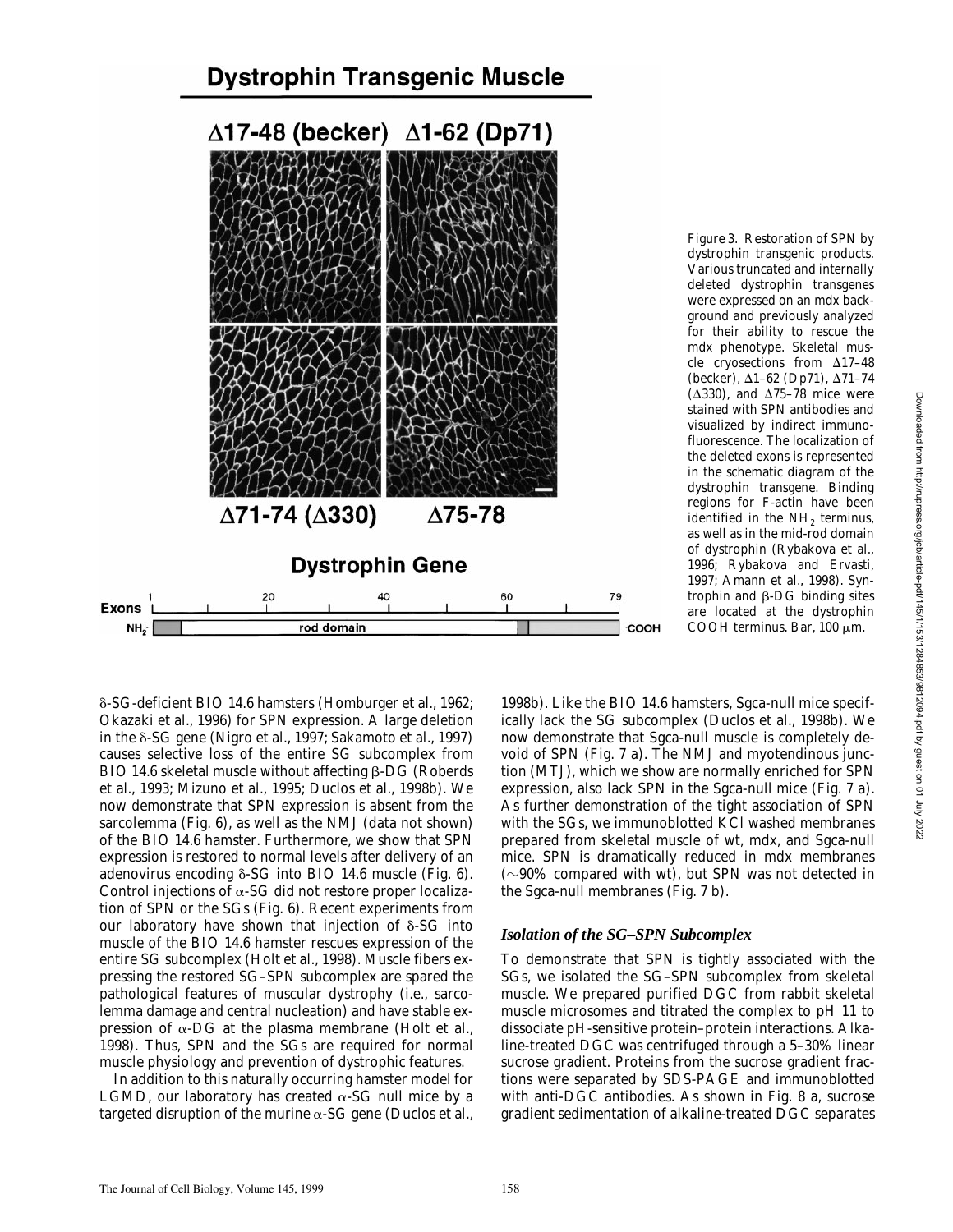Figure 3. Restoration of SPN by dystrophin transgenic products. Various truncated and internally deleted dystrophin transgenes were expressed on an mdx background and previously analyzed for their ability to rescue the mdx phenotype. Skeletal muscle cryosections from Δ17–48 (becker), Δ1–62 (Dp71), Δ71–74 (Δ330), and Δ75–78 mice were stained with SPN antibodies and visualized by indirect immunofluorescence. The localization of the deleted exons is represented in the schematic diagram of the dystrophin transgene. Binding regions for F-actin have been identified in the $NH_2$ terminus, as well as in the mid-rod domain of dystrophin (Rybakova et al., 1996; Rybakova and Ervasti, 1997; Amann et al., 1998). Syntrophin and β-DG binding sites are located at the dystrophin COOH terminus. Bar, 100 μm.

δ-SG-deficient BIO 14.6 hamsters (Homburger et al., 1962; Okazaki et al., 1996) for SPN expression. A large deletion in the δ-SG gene (Nigro et al., 1997; Sakamoto et al., 1997) causes selective loss of the entire SG subcomplex from BIO 14.6 skeletal muscle without affecting β-DG (Roberds et al., 1993; Mizuno et al., 1995; Duclos et al., 1998b). We now demonstrate that SPN expression is absent from the sarcolemma (Fig. 6), as well as the NMJ (data not shown) of the BIO 14.6 hamster. Furthermore, we show that SPN expression is restored to normal levels after delivery of an adenovirus encoding δ-SG into BIO 14.6 muscle (Fig. 6). Control injections of α-SG did not restore proper localization of SPN or the SGs (Fig. 6). Recent experiments from our laboratory have shown that injection of δ-SG into muscle of the BIO 14.6 hamster rescues expression of the entire SG subcomplex (Holt et al., 1998). Muscle fibers expressing the restored SG–SPN subcomplex are spared the pathological features of muscular dystrophy (i.e., sarcolemma damage and central nucleation) and have stable expression of α-DG at the plasma membrane (Holt et al., 1998). Thus, SPN and the SGs are required for normal muscle physiology and prevention of dystrophic features.

In addition to this naturally occurring hamster model for LGMD, our laboratory has created α-SG null mice by a targeted disruption of the murine α-SG gene (Duclos et al., 1998b). Like the BIO 14.6 hamsters, Sgca-null mice specifically lack the SG subcomplex (Duclos et al., 1998b). We now demonstrate that Sgca-null muscle is completely devoid of SPN (Fig. 7 a). The NMJ and myotendinous junction (MTJ), which we show are normally enriched for SPN expression, also lack SPN in the Sgca-null mice (Fig. 7 a). As further demonstration of the tight association of SPN with the SGs, we immunoblotted KCl washed membranes prepared from skeletal muscle of wt, mdx, and Sgca-null mice. SPN is dramatically reduced in mdx membranes (~90% compared with wt), but SPN was not detected in the Sgca-null membranes (Fig. 7 b).

### *Isolation of the SG–SPN Subcomplex*

To demonstrate that SPN is tightly associated with the SGs, we isolated the SG–SPN subcomplex from skeletal muscle. We prepared purified DGC from rabbit skeletal muscle microsomes and titrated the complex to pH 11 to dissociate pH-sensitive protein–protein interactions. Alkaline-treated DGC was centrifuged through a 5–30% linear sucrose gradient. Proteins from the sucrose gradient fractions were separated by SDS-PAGE and immunoblotted with anti-DGC antibodies. As shown in Fig. 8 a, sucrose gradient sedimentation of alkaline-treated DGC separates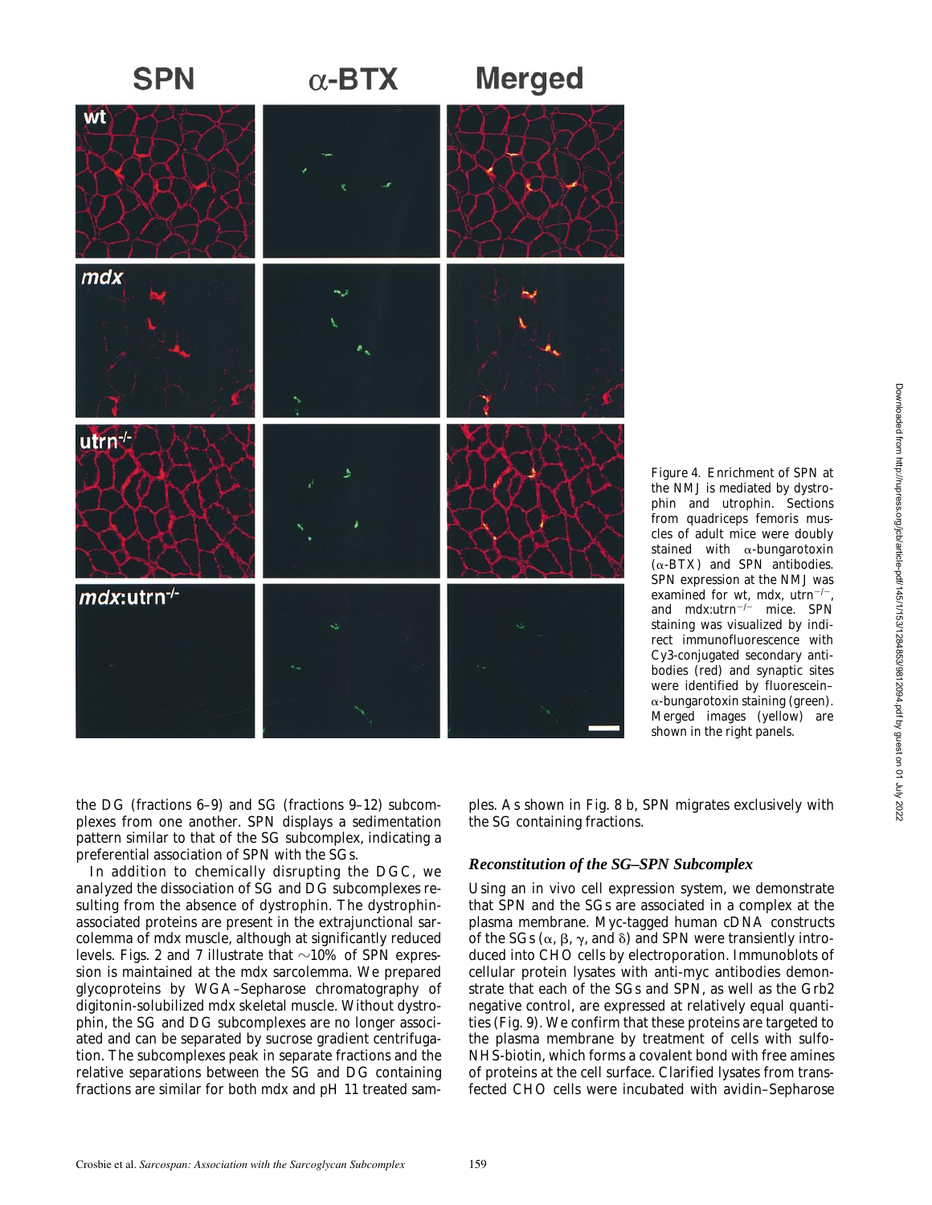Figure 4. Enrichment of SPN at the NMJ is mediated by dystrophin and utrophin. Sections from quadriceps femoris muscles of adult mice were doubly stained with α-bungarotoxin (α-BTX) and SPN antibodies. SPN expression at the NMJ was examined for wt, mdx, utrn$^{-/-}$, and mdx:utrn$^{-/-}$ mice. SPN staining was visualized by indirect immunofluorescence with Cy3-conjugated secondary antibodies (red) and synaptic sites were identified by fluorescein–α-bungarotoxin staining (green). Merged images (yellow) are shown in the right panels.

the DG (fractions 6–9) and SG (fractions 9–12) subcomplexes from one another. SPN displays a sedimentation pattern similar to that of the SG subcomplex, indicating a preferential association of SPN with the SGs.

In addition to chemically disrupting the DGC, we analyzed the dissociation of SG and DG subcomplexes resulting from the absence of dystrophin. The dystrophin-associated proteins are present in the extrajunctional sarcolemma of mdx muscle, although at significantly reduced levels. Figs. 2 and 7 illustrate that ~10% of SPN expression is maintained at the mdx sarcolemma. We prepared glycoproteins by WGA–Sepharose chromatography of digitonin-solubilized mdx skeletal muscle. Without dystrophin, the SG and DG subcomplexes are no longer associated and can be separated by sucrose gradient centrifugation. The subcomplexes peak in separate fractions and the relative separations between the SG and DG containing fractions are similar for both mdx and pH 11 treated samples. As shown in Fig. 8 b, SPN migrates exclusively with the SG containing fractions.

### *Reconstitution of the SG–SPN Subcomplex*

Using an in vivo cell expression system, we demonstrate that SPN and the SGs are associated in a complex at the plasma membrane. Myc-tagged human cDNA constructs of the SGs (α, β, γ, and δ) and SPN were transiently introduced into CHO cells by electroporation. Immunoblots of cellular protein lysates with anti-myc antibodies demonstrate that each of the SGs and SPN, as well as the Grb2 negative control, are expressed at relatively equal quantities (Fig. 9). We confirm that these proteins are targeted to the plasma membrane by treatment of cells with sulfo-NHS-biotin, which forms a covalent bond with free amines of proteins at the cell surface. Clarified lysates from transfected CHO cells were incubated with avidin–Sepharose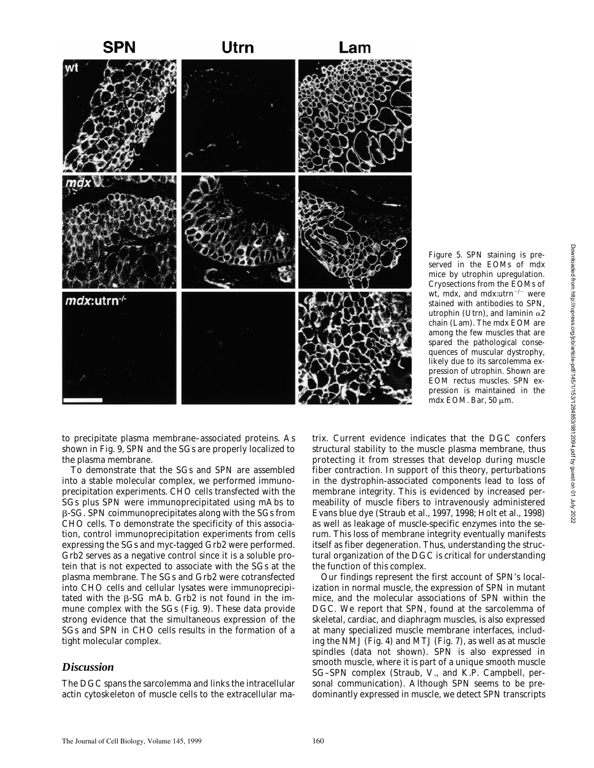Figure 5. SPN staining is preserved in the EOMs of mdx mice by utrophin upregulation. Cryosections from the EOMs of wt, mdx, and mdx:utrn$^{-/-}$ were stained with antibodies to SPN, utrophin (Utrn), and laminin α2 chain (Lam). The mdx EOM are among the few muscles that are spared the pathological consequences of muscular dystrophy, likely due to its sarcolemma expression of utrophin. Shown are EOM rectus muscles. SPN expression is maintained in the mdx EOM. Bar, 50 μm.

to precipitate plasma membrane–associated proteins. As shown in Fig. 9, SPN and the SGs are properly localized to the plasma membrane.

To demonstrate that the SGs and SPN are assembled into a stable molecular complex, we performed immunoprecipitation experiments. CHO cells transfected with the SGs plus SPN were immunoprecipitated using mAbs to β-SG. SPN coimmunoprecipitates along with the SGs from CHO cells. To demonstrate the specificity of this association, control immunoprecipitation experiments from cells expressing the SGs and myc-tagged Grb2 were performed. Grb2 serves as a negative control since it is a soluble protein that is not expected to associate with the SGs at the plasma membrane. The SGs and Grb2 were cotransfected into CHO cells and cellular lysates were immunoprecipitated with the β-SG mAb. Grb2 is not found in the immune complex with the SGs (Fig. 9). These data provide strong evidence that the simultaneous expression of the SGs and SPN in CHO cells results in the formation of a tight molecular complex.

## Discussion

The DGC spans the sarcolemma and links the intracellular actin cytoskeleton of muscle cells to the extracellular matrix. Current evidence indicates that the DGC confers structural stability to the muscle plasma membrane, thus protecting it from stresses that develop during muscle fiber contraction. In support of this theory, perturbations in the dystrophin-associated components lead to loss of membrane integrity. This is evidenced by increased permeability of muscle fibers to intravenously administered Evans blue dye (Straub et al., 1997, 1998; Holt et al., 1998) as well as leakage of muscle-specific enzymes into the serum. This loss of membrane integrity eventually manifests itself as fiber degeneration. Thus, understanding the structural organization of the DGC is critical for understanding the function of this complex.

Our findings represent the first account of SPN's localization in normal muscle, the expression of SPN in mutant mice, and the molecular associations of SPN within the DGC. We report that SPN, found at the sarcolemma of skeletal, cardiac, and diaphragm muscles, is also expressed at many specialized muscle membrane interfaces, including the NMJ (Fig. 4) and MTJ (Fig. 7), as well as at muscle spindles (data not shown). SPN is also expressed in smooth muscle, where it is part of a unique smooth muscle SG–SPN complex (Straub, V., and K.P. Campbell, personal communication). Although SPN seems to be predominantly expressed in muscle, we detect SPN transcripts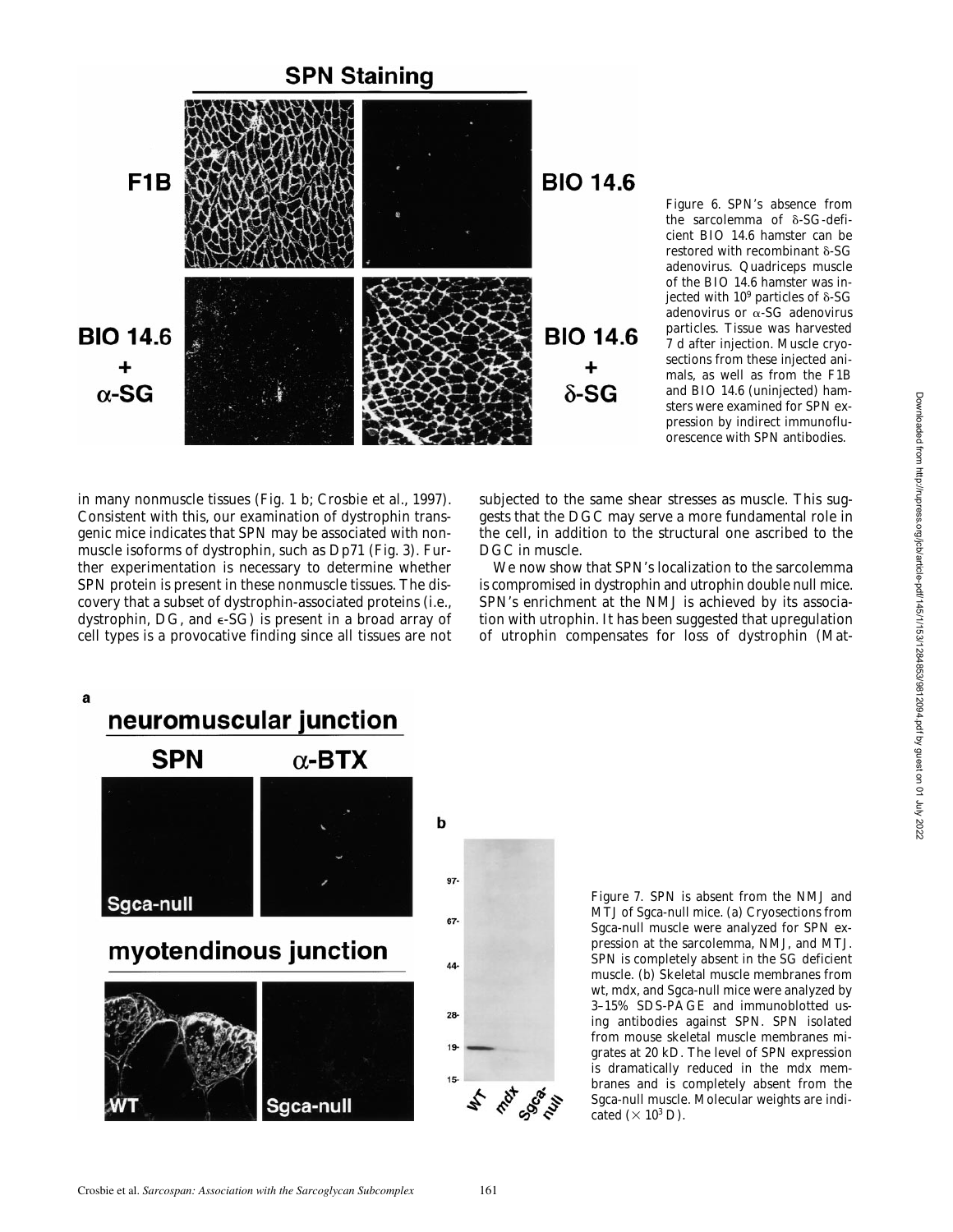Figure 6. SPN's absence from the sarcolemma of δ-SG-deficient BIO 14.6 hamster can be restored with recombinant δ-SG adenovirus. Quadriceps muscle of the BIO 14.6 hamster was injected with $10^9$ particles of δ-SG adenovirus or α-SG adenovirus particles. Tissue was harvested 7 d after injection. Muscle cryosections from these injected animals, as well as from the F1B and BIO 14.6 (uninjected) hamsters were examined for SPN expression by indirect immunofluorescence with SPN antibodies.

in many nonmuscle tissues (Fig. 1 b; Crosbie et al., 1997). Consistent with this, our examination of dystrophin transgenic mice indicates that SPN may be associated with nonmuscle isoforms of dystrophin, such as Dp71 (Fig. 3). Further experimentation is necessary to determine whether SPN protein is present in these nonmuscle tissues. The discovery that a subset of dystrophin-associated proteins (i.e., dystrophin, DG, and ε-SG) is present in a broad array of cell types is a provocative finding since all tissues are not subjected to the same shear stresses as muscle. This suggests that the DGC may serve a more fundamental role in the cell, in addition to the structural one ascribed to the DGC in muscle.

We now show that SPN's localization to the sarcolemma is compromised in dystrophin and utrophin double null mice. SPN's enrichment at the NMJ is achieved by its association with utrophin. It has been suggested that upregulation of utrophin compensates for loss of dystrophin (Mat-

Figure 7. SPN is absent from the NMJ and MTJ of Sgca-null mice. (a) Cryosections from Sgca-null muscle were analyzed for SPN expression at the sarcolemma, NMJ, and MTJ. SPN is completely absent in the SG deficient muscle. (b) Skeletal muscle membranes from wt, mdx, and Sgca-null mice were analyzed by 3–15% SDS-PAGE and immunoblotted using antibodies against SPN. SPN isolated from mouse skeletal muscle membranes migrates at 20 kD. The level of SPN expression is dramatically reduced in the mdx membranes and is completely absent from the Sgca-null muscle. Molecular weights are indicated ($\times 10^3$ D).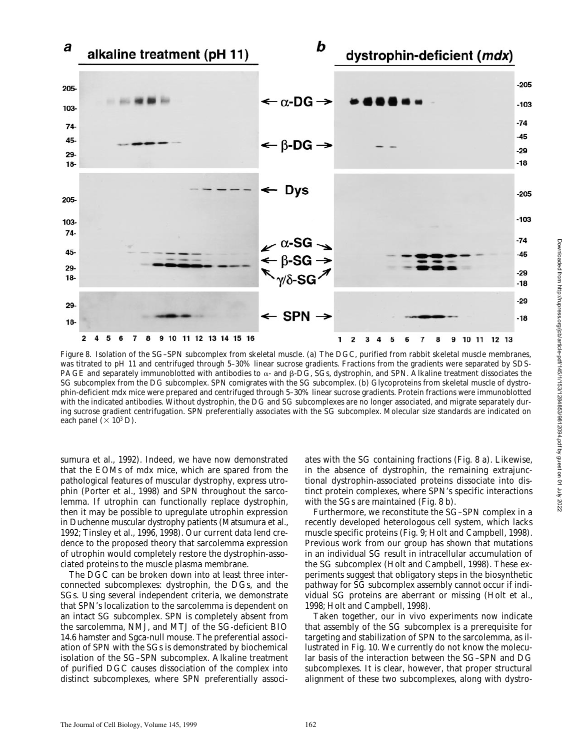Figure 8. Isolation of the SG–SPN subcomplex from skeletal muscle. (a) The DGC, purified from rabbit skeletal muscle membranes, was titrated to pH 11 and centrifuged through 5–30% linear sucrose gradients. Fractions from the gradients were separated by SDS-PAGE and separately immunoblotted with antibodies to α- and β-DG, SGs, dystrophin, and SPN. Alkaline treatment dissociates the SG subcomplex from the DG subcomplex. SPN comigrates with the SG subcomplex. (b) Glycoproteins from skeletal muscle of dystrophin-deficient mdx mice were prepared and centrifuged through 5–30% linear sucrose gradients. Protein fractions were immunoblotted with the indicated antibodies. Without dystrophin, the DG and SG subcomplexes are no longer associated, and migrate separately during sucrose gradient centrifugation. SPN preferentially associates with the SG subcomplex. Molecular size standards are indicated on each panel ($\times 10^3$ D).

sumura et al., 1992). Indeed, we have now demonstrated that the EOMs of mdx mice, which are spared from the pathological features of muscular dystrophy, express utrophin (Porter et al., 1998) and SPN throughout the sarcolemma. If utrophin can functionally replace dystrophin, then it may be possible to upregulate utrophin expression in Duchenne muscular dystrophy patients (Matsumura et al., 1992; Tinsley et al., 1996, 1998). Our current data lend credence to the proposed theory that sarcolemma expression of utrophin would completely restore the dystrophin-associated proteins to the muscle plasma membrane.

The DGC can be broken down into at least three interconnected subcomplexes: dystrophin, the DGs, and the SGs. Using several independent criteria, we demonstrate that SPN's localization to the sarcolemma is dependent on an intact SG subcomplex. SPN is completely absent from the sarcolemma, NMJ, and MTJ of the SG-deficient BIO 14.6 hamster and Sgca-null mouse. The preferential association of SPN with the SGs is demonstrated by biochemical isolation of the SG–SPN subcomplex. Alkaline treatment of purified DGC causes dissociation of the complex into distinct subcomplexes, where SPN preferentially associates with the SG containing fractions (Fig. 8 a). Likewise, in the absence of dystrophin, the remaining extrajunctional dystrophin-associated proteins dissociate into distinct protein complexes, where SPN's specific interactions with the SGs are maintained (Fig. 8 b).

Furthermore, we reconstitute the SG–SPN complex in a recently developed heterologous cell system, which lacks muscle specific proteins (Fig. 9; Holt and Campbell, 1998). Previous work from our group has shown that mutations in an individual SG result in intracellular accumulation of the SG subcomplex (Holt and Campbell, 1998). These experiments suggest that obligatory steps in the biosynthetic pathway for SG subcomplex assembly cannot occur if individual SG proteins are aberrant or missing (Holt et al., 1998; Holt and Campbell, 1998).

Taken together, our in vivo experiments now indicate that assembly of the SG subcomplex is a prerequisite for targeting and stabilization of SPN to the sarcolemma, as illustrated in Fig. 10. We currently do not know the molecular basis of the interaction between the SG–SPN and DG subcomplexes. It is clear, however, that proper structural alignment of these two subcomplexes, along with dystro-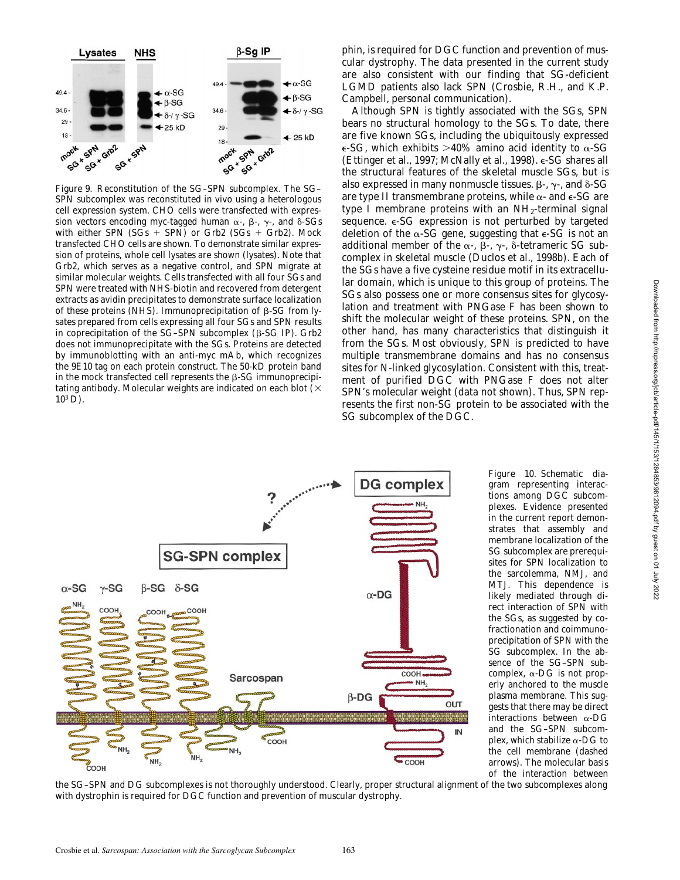Figure 9. Reconstitution of the SG–SPN subcomplex. The SG–SPN subcomplex was reconstituted in vivo using a heterologous cell expression system. CHO cells were transfected with expression vectors encoding myc-tagged human α-, β-, γ-, and δ-SGs with either SPN (SGs + SPN) or Grb2 (SGs + Grb2). Mock transfected CHO cells are shown. To demonstrate similar expression of proteins, whole cell lysates are shown (lysates). Note that Grb2, which serves as a negative control, and SPN migrate at similar molecular weights. Cells transfected with all four SGs and SPN were treated with NHS-biotin and recovered from detergent extracts as avidin precipitates to demonstrate surface localization of these proteins (NHS). Immunoprecipitation of β-SG from lysates prepared from cells expressing all four SGs and SPN results in coprecipitation of the SG–SPN subcomplex (β-SG IP). Grb2 does not immunoprecipitate with the SGs. Proteins are detected by immunoblotting with an anti-myc mAb, which recognizes the 9E10 tag on each protein construct. The 50-kD protein band in the mock transfected cell represents the β-SG immunoprecipitating antibody. Molecular weights are indicated on each blot ($\times 10^3$ D).

phin, is required for DGC function and prevention of muscular dystrophy. The data presented in the current study are also consistent with our finding that SG-deficient LGMD patients also lack SPN (Crosbie, R.H., and K.P. Campbell, personal communication).

Although SPN is tightly associated with the SGs, SPN bears no structural homology to the SGs. To date, there are five known SGs, including the ubiquitously expressed ε-SG, which exhibits >40% amino acid identity to α-SG (Ettinger et al., 1997; McNally et al., 1998). ε-SG shares all the structural features of the skeletal muscle SGs, but is also expressed in many nonmuscle tissues. β-, γ-, and δ-SG are type II transmembrane proteins, while α- and ε-SG are type I membrane proteins with an $NH_2$-terminal signal sequence. ε-SG expression is not perturbed by targeted deletion of the α-SG gene, suggesting that ε-SG is not an additional member of the α-, β-, γ-, δ-tetrameric SG subcomplex in skeletal muscle (Duclos et al., 1998b). Each of the SGs have a five cysteine residue motif in its extracellular domain, which is unique to this group of proteins. The SGs also possess one or more consensus sites for glycosylation and treatment with PNGase F has been shown to shift the molecular weight of these proteins. SPN, on the other hand, has many characteristics that distinguish it from the SGs. Most obviously, SPN is predicted to have multiple transmembrane domains and has no consensus sites for N-linked glycosylation. Consistent with this, treatment of purified DGC with PNGase F does not alter SPN's molecular weight (data not shown). Thus, SPN represents the first non-SG protein to be associated with the SG subcomplex of the DGC.

Figure 10. Schematic diagram representing interactions among DGC subcomplexes. Evidence presented in the current report demonstrates that assembly and membrane localization of the SG subcomplex are prerequisites for SPN localization to the sarcolemma, NMJ, and MTJ. This dependence is likely mediated through direct interaction of SPN with the SGs, as suggested by cofractionation and coimmunoprecipitation of SPN with the SG subcomplex. In the absence of the SG–SPN subcomplex, α-DG is not properly anchored to the muscle plasma membrane. This suggests that there may be direct interactions between α-DG and the SG–SPN subcomplex, which stabilize α-DG to the cell membrane (dashed arrows). The molecular basis of the interaction between the SG–SPN and DG subcomplexes is not thoroughly understood. Clearly, proper structural alignment of the two subcomplexes along with dystrophin is required for DGC function and prevention of muscular dystrophy.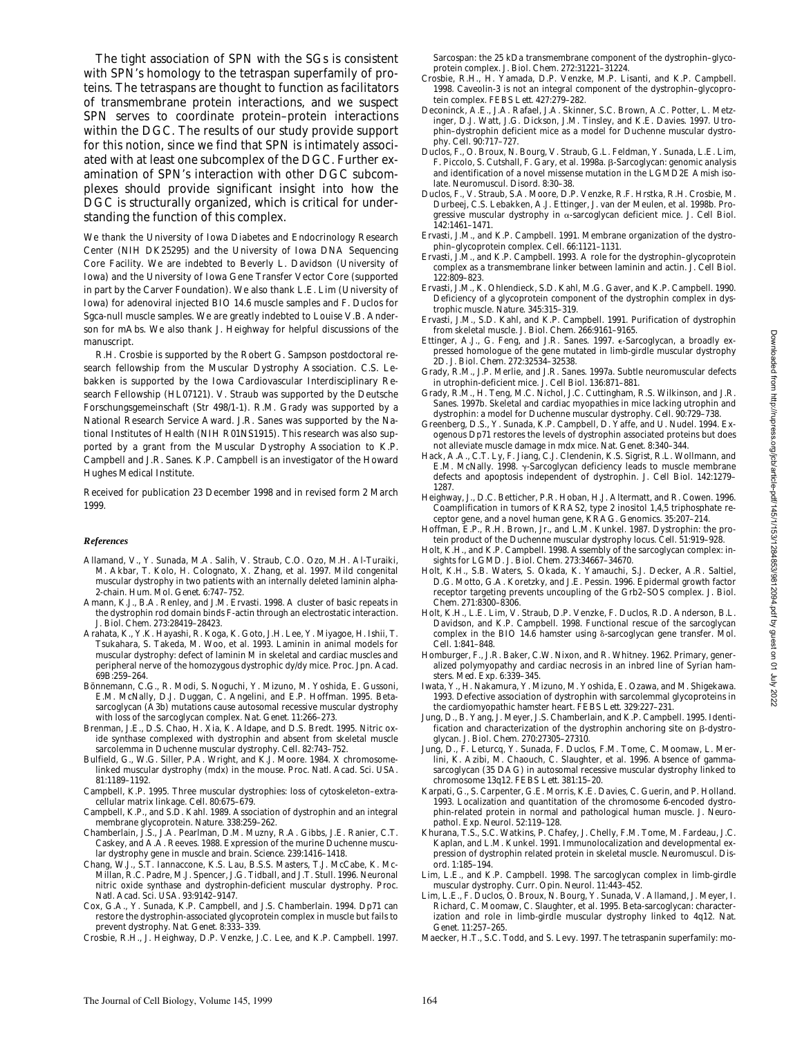The tight association of SPN with the SGs is consistent with SPN's homology to the tetraspan superfamily of proteins. The tetraspans are thought to function as facilitators of transmembrane protein interactions, and we suspect SPN serves to coordinate protein–protein interactions within the DGC. The results of our study provide support for this notion, since we find that SPN is intimately associated with at least one subcomplex of the DGC. Further examination of SPN's interaction with other DGC subcomplexes should provide significant insight into how the DGC is structurally organized, which is critical for understanding the function of this complex.

We thank the University of Iowa Diabetes and Endocrinology Research Center (NIH DK25295) and the University of Iowa DNA Sequencing Core Facility. We are indebted to Beverly L. Davidson (University of Iowa) and the University of Iowa Gene Transfer Vector Core (supported in part by the Carver Foundation). We also thank L.E. Lim (University of Iowa) for adenoviral injected BIO 14.6 muscle samples and F. Duclos for Sgca-null muscle samples. We are greatly indebted to Louise V.B. Anderson for mAbs. We also thank J. Heighway for helpful discussions of the manuscript.

R.H. Crosbie is supported by the Robert G. Sampson postdoctoral research fellowship from the Muscular Dystrophy Association. C.S. Lebakken is supported by the Iowa Cardiovascular Interdisciplinary Research Fellowship (HL07121). V. Straub was supported by the Deutsche Forschungsgemeinschaft (Str 498/1-1). R.M. Grady was supported by a National Research Service Award. J.R. Sanes was supported by the National Institutes of Health (NIH R01NS1915). This research was also supported by a grant from the Muscular Dystrophy Association to K.P. Campbell and J.R. Sanes. K.P. Campbell is an investigator of the Howard Hughes Medical Institute.

Received for publication 23 December 1998 and in revised form 2 March 1999.

### *References*

Allamand, V., Y. Sunada, M.A. Salih, V. Straub, C.O. Ozo, M.H. Al-Turaiki, M. Akbar, T. Kolo, H. Colognato, X. Zhang, et al. 1997. Mild congenital muscular dystrophy in two patients with an internally deleted laminin alpha-2-chain. *Hum. Mol. Genet.* 6:747–752.

Amann, K.J., B.A. Renley, and J.M. Ervasti. 1998. A cluster of basic repeats in the dystrophin rod domain binds F-actin through an electrostatic interaction. *J. Biol. Chem.* 273:28419–28423.

Arahata, K., Y.K. Hayashi, R. Koga, K. Goto, J.H. Lee, Y. Miyagoe, H. Ishii, T. Tsukahara, S. Takeda, M. Woo, et al. 1993. Laminin in animal models for muscular dystrophy: defect of laminin M in skeletal and cardiac muscles and peripheral nerve of the homozygous dystrophic dy/dy mice. *Proc. Jpn. Acad.* 69B:259–264.

Bönnemann, C.G., R. Modi, S. Noguchi, Y. Mizuno, M. Yoshida, E. Gussoni, E.M. McNally, D.J. Duggan, C. Angelini, and E.P. Hoffman. 1995. Beta-sarcoglycan (A3b) mutations cause autosomal recessive muscular dystrophy with loss of the sarcoglycan complex. *Nat. Genet.* 11:266–273.

Brenman, J.E., D.S. Chao, H. Xia, K. Aldape, and D.S. Bredt. 1995. Nitric oxide synthase complexed with dystrophin and absent from skeletal muscle sarcolemma in Duchenne muscular dystrophy. *Cell.* 82:743–752.

Bulfield, G., W.G. Siller, P.A. Wright, and K.J. Moore. 1984. X chromosome-linked muscular dystrophy (*mdx*) in the mouse. *Proc. Natl. Acad. Sci. USA.* 81:1189–1192.

Campbell, K.P. 1995. Three muscular dystrophies: loss of cytoskeleton–extracellular matrix linkage. *Cell.* 80:675–679.

Campbell, K.P., and S.D. Kahl. 1989. Association of dystrophin and an integral membrane glycoprotein. *Nature.* 338:259–262.

Chamberlain, J.S., J.A. Pearlman, D.M. Muzny, R.A. Gibbs, J.E. Ranier, C.T. Caskey, and A.A. Reeves. 1988. Expression of the murine Duchenne muscular dystrophy gene in muscle and brain. *Science.* 239:1416–1418.

Chang, W.J., S.T. Iannaccone, K.S. Lau, B.S.S. Masters, T.J. McCabe, K. McMillan, R.C. Padre, M.J. Spencer, J.G. Tidball, and J.T. Stull. 1996. Neuronal nitric oxide synthase and dystrophin-deficient muscular dystrophy. *Proc. Natl. Acad. Sci. USA.* 93:9142–9147.

Cox, G.A., Y. Sunada, K.P. Campbell, and J.S. Chamberlain. 1994. Dp71 can restore the dystrophin-associated glycoprotein complex in muscle but fails to prevent dystrophy. *Nat. Genet.* 8:333–339.

Crosbie, R.H., J. Heighway, D.P. Venzke, J.C. Lee, and K.P. Campbell. 1997. Sarcospan: the 25 kDa transmembrane component of the dystrophin–glycoprotein complex. *J. Biol. Chem.* 272:31221–31224.

Crosbie, R.H., H. Yamada, D.P. Venzke, M.P. Lisanti, and K.P. Campbell. 1998. Caveolin-3 is not an integral component of the dystrophin–glycoprotein complex. *FEBS Lett.* 427:279–282.

Deconinck, A.E., J.A. Rafael, J.A. Skinner, S.C. Brown, A.C. Potter, L. Metzinger, D.J. Watt, J.G. Dickson, J.M. Tinsley, and K.E. Davies. 1997. Utrophin–dystrophin deficient mice as a model for Duchenne muscular dystrophy. *Cell.* 90:717–727.

Duclos, F., O. Broux, N. Bourg, V. Straub, G.L. Feldman, Y. Sunada, L.E. Lim, F. Piccolo, S. Cutshall, F. Gary, et al. 1998a. β-Sarcoglycan: genomic analysis and identification of a novel missense mutation in the LGMD2E Amish isolate. *Neuromuscul. Disord.* 8:30–38.

Duclos, F., V. Straub, S.A. Moore, D.P. Venzke, R.F. Hrstka, R.H. Crosbie, M. Durbeej, C.S. Lebakken, A.J. Ettinger, J. van der Meulen, et al. 1998b. Progressive muscular dystrophy in α-sarcoglycan deficient mice. *J. Cell Biol.* 142:1461–1471.

Ervasti, J.M., and K.P. Campbell. 1991. Membrane organization of the dystrophin–glycoprotein complex. *Cell.* 66:1121–1131.

Ervasti, J.M., and K.P. Campbell. 1993. A role for the dystrophin–glycoprotein complex as a transmembrane linker between laminin and actin. *J. Cell Biol.* 122:809–823.

Ervasti, J.M., K. Ohlendieck, S.D. Kahl, M.G. Gaver, and K.P. Campbell. 1990. Deficiency of a glycoprotein component of the dystrophin complex in dystrophic muscle. *Nature.* 345:315–319.

Ervasti, J.M., S.D. Kahl, and K.P. Campbell. 1991. Purification of dystrophin from skeletal muscle. *J. Biol. Chem.* 266:9161–9165.

Ettinger, A.J., G. Feng, and J.R. Sanes. 1997. ε-Sarcoglycan, a broadly expressed homologue of the gene mutated in limb-girdle muscular dystrophy 2D. *J. Biol. Chem.* 272:32534–32538.

Grady, R.M., J.P. Merlie, and J.R. Sanes. 1997a. Subtle neuromuscular defects in utrophin-deficient mice. *J. Cell Biol.* 136:871–881.

Grady, R.M., H. Teng, M.C. Nichol, J.C. Cuttingham, R.S. Wilkinson, and J.R. Sanes. 1997b. Skeletal and cardiac myopathies in mice lacking utrophin and dystrophin: a model for Duchenne muscular dystrophy. *Cell.* 90:729–738.

Greenberg, D.S., Y. Sunada, K.P. Campbell, D. Yaffe, and U. Nudel. 1994. Exogenous Dp71 restores the levels of dystrophin associated proteins but does not alleviate muscle damage in mdx mice. *Nat. Genet.* 8:340–344.

Hack, A.A., C.T. Ly, F. Jiang, C.J. Clendenin, K.S. Sigrist, R.L. Wollmann, and E.M. McNally. 1998. γ-Sarcoglycan deficiency leads to muscle membrane defects and apoptosis independent of dystrophin. *J. Cell Biol.* 142:1279–1287.

Heighway, J., D.C. Betticher, P.R. Hoban, H.J. Altermatt, and R. Cowen. 1996. Coamplification in tumors of KRAS2, type 2 inositol 1,4,5 triphosphate receptor gene, and a novel human gene, KRAG. *Genomics.* 35:207–214.

Hoffman, E.P., R.H. Brown, Jr., and L.M. Kunkel. 1987. Dystrophin: the protein product of the Duchenne muscular dystrophy locus. *Cell.* 51:919–928.

Holt, K.H., and K.P. Campbell. 1998. Assembly of the sarcoglycan complex: insights for LGMD. *J. Biol. Chem.* 273:34667–34670.

Holt, K.H., S.B. Waters, S. Okada, K. Yamauchi, S.J. Decker, A.R. Saltiel, D.G. Motto, G.A. Koretzky, and J.E. Pessin. 1996. Epidermal growth factor receptor targeting prevents uncoupling of the Grb2–SOS complex. *J. Biol. Chem.* 271:8300–8306.

Holt, K.H., L.E. Lim, V. Straub, D.P. Venzke, F. Duclos, R.D. Anderson, B.L. Davidson, and K.P. Campbell. 1998. Functional rescue of the sarcoglycan complex in the BIO 14.6 hamster using δ-sarcoglycan gene transfer. *Mol. Cell.* 1:841–848.

Homburger, F., J.R. Baker, C.W. Nixon, and R. Whitney. 1962. Primary, generalized polymyopathy and cardiac necrosis in an inbred line of Syrian hamsters. *Med. Exp.* 6:339–345.

Iwata, Y., H. Nakamura, Y. Mizuno, M. Yoshida, E. Ozawa, and M. Shigekawa. 1993. Defective association of dystrophin with sarcolemmal glycoproteins in the cardiomyopathic hamster heart. *FEBS Lett.* 329:227–231.

Jung, D., B. Yang, J. Meyer, J.S. Chamberlain, and K.P. Campbell. 1995. Identification and characterization of the dystrophin anchoring site on β-dystroglycan. *J. Biol. Chem.* 270:27305–27310.

Jung, D., F. Leturcq, Y. Sunada, F. Duclos, F.M. Tome, C. Moomaw, L. Merlini, K. Azibi, M. Chaouch, C. Slaughter, et al. 1996. Absence of gamma-sarcoglycan (35 DAG) in autosomal recessive muscular dystrophy linked to chromosome 13q12. *FEBS Lett.* 381:15–20.

Karpati, G., S. Carpenter, G.E. Morris, K.E. Davies, C. Guerin, and P. Holland. 1993. Localization and quantitation of the chromosome 6-encoded dystrophin-related protein in normal and pathological human muscle. *J. Neuropathol. Exp. Neurol.* 52:119–128.

Khurana, T.S., S.C. Watkins, P. Chafey, J. Chelly, F.M. Tome, M. Fardeau, J.C. Kaplan, and L.M. Kunkel. 1991. Immunolocalization and developmental expression of dystrophin related protein in skeletal muscle. *Neuromuscul. Disord.* 1:185–194.

Lim, L.E., and K.P. Campbell. 1998. The sarcoglycan complex in limb-girdle muscular dystrophy. *Curr. Opin. Neurol.* 11:443–452.

Lim, L.E., F. Duclos, O. Broux, N. Bourg, Y. Sunada, V. Allamand, J. Meyer, I. Richard, C. Moomaw, C. Slaughter, et al. 1995. Beta-sarcoglycan: characterization and role in limb-girdle muscular dystrophy linked to 4q12. *Nat. Genet.* 11:257–265.

Maecker, H.T., S.C. Todd, and S. Levy. 1997. The tetraspanin superfamily: mo-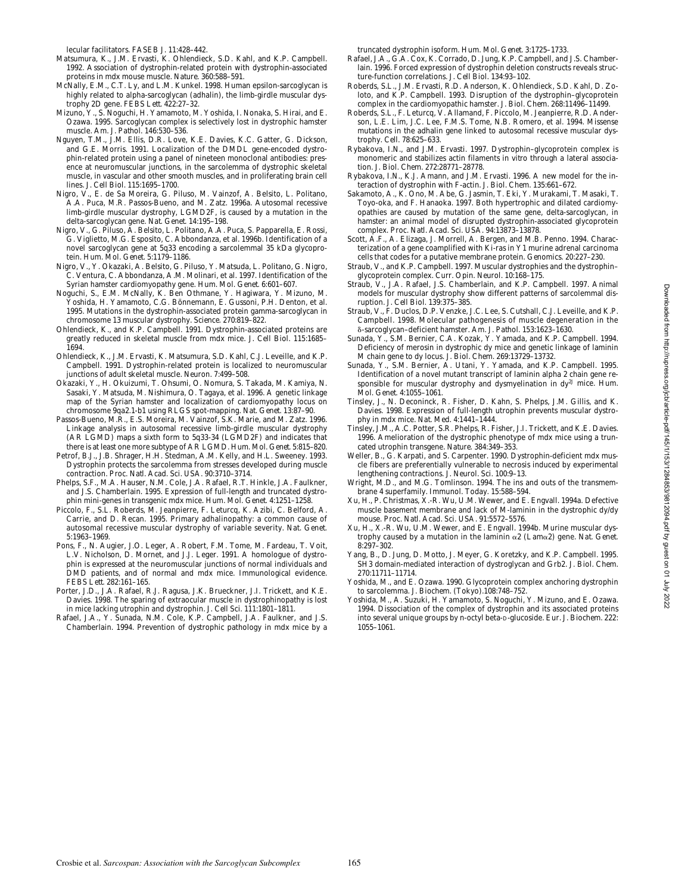lecular facilitators. FASEB J. 11:428–442.

Matsumura, K., J.M. Ervasti, K. Ohlendieck, S.D. Kahl, and K.P. Campbell. 1992. Association of dystrophin-related protein with dystrophin-associated proteins in mdx mouse muscle. Nature. 360:588–591.

McNally, E.M., C.T. Ly, and L.M. Kunkel. 1998. Human epsilon-sarcoglycan is highly related to alpha-sarcoglycan (adhalin), the limb-girdle muscular dystrophy 2D gene. FEBS Lett. 422:27–32.

Mizuno, Y., S. Noguchi, H. Yamamoto, M. Yoshida, I. Nonaka, S. Hirai, and E. Ozawa. 1995. Sarcoglycan complex is selectively lost in dystrophic hamster muscle. Am. J. Pathol. 146:530–536.

Nguyen, T.M., J.M. Ellis, D.R. Love, K.E. Davies, K.C. Gatter, G. Dickson, and G.E. Morris. 1991. Localization of the DMDL gene-encoded dystrophin-related protein using a panel of nineteen monoclonal antibodies: presence at neuromuscular junctions, in the sarcolemma of dystrophic skeletal muscle, in vascular and other smooth muscles, and in proliferating brain cell lines. J. Cell Biol. 115:1695–1700.

Nigro, V., E. de Sa Moreira, G. Piluso, M. Vainzof, A. Belsito, L. Politano, A.A. Puca, M.R. Passos-Bueno, and M. Zatz. 1996a. Autosomal recessive limb-girdle muscular dystrophy, LGMD2F, is caused by a mutation in the delta-sarcoglycan gene. Nat. Genet. 14:195–198.

Nigro, V., G. Piluso, A. Belsito, L. Politano, A.A. Puca, S. Papparella, E. Rossi, G. Viglietto, M.G. Esposito, C. Abbondanza, et al. 1996b. Identification of a novel sarcoglycan gene at 5q33 encoding a sarcolemmal 35 kDa glycoprotein. Hum. Mol. Genet. 5:1179–1186.

Nigro, V., Y. Okazaki, A. Belsito, G. Piluso, Y. Matsuda, L. Politano, G. Nigro, C. Ventura, C. Abbondanza, A.M. Molinari, et al. 1997. Identification of the Syrian hamster cardiomyopathy gene. Hum. Mol. Genet. 6:601–607.

Noguchi, S., E.M. McNally, K. Ben Othmane, Y. Hagiwara, Y. Mizuno, M. Yoshida, H. Yamamoto, C.G. Bönnemann, E. Gussoni, P.H. Denton, et al. 1995. Mutations in the dystrophin-associated protein gamma-sarcoglycan in chromosome 13 muscular dystrophy. Science. 270:819–822.

Ohlendieck, K., and K.P. Campbell. 1991. Dystrophin-associated proteins are greatly reduced in skeletal muscle from mdx mice. J. Cell Biol. 115:1685–1694.

Ohlendieck, K., J.M. Ervasti, K. Matsumura, S.D. Kahl, C.J. Leveille, and K.P. Campbell. 1991. Dystrophin-related protein is localized to neuromuscular junctions of adult skeletal muscle. Neuron. 7:499–508.

Okazaki, Y., H. Okuizumi, T. Ohsumi, O. Nomura, S. Takada, M. Kamiya, N. Sasaki, Y. Matsuda, M. Nishimura, O. Tagaya, et al. 1996. A genetic linkage map of the Syrian hamster and localization of cardiomyopathy locus on chromosome 9qa2.1-b1 using RLGS spot-mapping. Nat. Genet. 13:87–90.

Passos-Bueno, M.R., E.S. Moreira, M. Vainzof, S.K. Marie, and M. Zatz. 1996. Linkage analysis in autosomal recessive limb-girdle muscular dystrophy (AR LGMD) maps a sixth form to 5q33-34 (LGMD2F) and indicates that there is at least one more subtype of AR LGMD. Hum. Mol. Genet. 5:815–820.

Petrof, B.J., J.B. Shrager, H.H. Stedman, A.M. Kelly, and H.L. Sweeney. 1993. Dystrophin protects the sarcolemma from stresses developed during muscle contraction. Proc. Natl. Acad. Sci. USA. 90:3710–3714.

Phelps, S.F., M.A. Hauser, N.M. Cole, J.A. Rafael, R.T. Hinkle, J.A. Faulkner, and J.S. Chamberlain. 1995. Expression of full-length and truncated dystrophin mini-genes in transgenic mdx mice. Hum. Mol. Genet. 4:1251–1258.

Piccolo, F., S.L. Roberds, M. Jeanpierre, F. Leturcq, K. Azibi, C. Belford, A. Carrie, and D. Recan. 1995. Primary adhalinopathy: a common cause of autosomal recessive muscular dystrophy of variable severity. Nat. Genet. 5:1963–1969.

Pons, F., N. Augier, J.O. Leger, A. Robert, F.M. Tome, M. Fardeau, T. Voit, L.V. Nicholson, D. Mornet, and J.J. Leger. 1991. A homologue of dystrophin is expressed at the neuromuscular junctions of normal individuals and DMD patients, and of normal and mdx mice. Immunological evidence. FEBS Lett. 282:161–165.

Porter, J.D., J.A. Rafael, R.J. Ragusa, J.K. Brueckner, J.I. Trickett, and K.E. Davies. 1998. The sparing of extraocular muscle in dystrophinopathy is lost in mice lacking utrophin and dystrophin. J. Cell Sci. 111:1801–1811.

Rafael, J.A., Y. Sunada, N.M. Cole, K.P. Campbell, J.A. Faulkner, and J.S. Chamberlain. 1994. Prevention of dystrophic pathology in mdx mice by a truncated dystrophin isoform. Hum. Mol. Genet. 3:1725–1733.

Rafael, J.A., G.A. Cox, K. Corrado, D. Jung, K.P. Campbell, and J.S. Chamberlain. 1996. Forced expression of dystrophin deletion constructs reveals structure-function correlations. J. Cell Biol. 134:93–102.

Roberds, S.L., J.M. Ervasti, R.D. Anderson, K. Ohlendieck, S.D. Kahl, D. Zoloto, and K.P. Campbell. 1993. Disruption of the dystrophin–glycoprotein complex in the cardiomyopathic hamster. J. Biol. Chem. 268:11496–11499.

Roberds, S.L., F. Leturcq, V. Allamand, F. Piccolo, M. Jeanpierre, R.D. Anderson, L.E. Lim, J.C. Lee, F.M.S. Tome, N.B. Romero, et al. 1994. Missense mutations in the adhalin gene linked to autosomal recessive muscular dystrophy. Cell. 78:625–633.

Rybakova, I.N., and J.M. Ervasti. 1997. Dystrophin–glycoprotein complex is monomeric and stabilizes actin filaments in vitro through a lateral association. J. Biol. Chem. 272:28771–28778.

Rybakova, I.N., K.J. Amann, and J.M. Ervasti. 1996. A new model for the interaction of dystrophin with F-actin. J. Biol. Chem. 135:661–672.

Sakamoto, A., K. Ono, M. Abe, G. Jasmin, T. Eki, Y. Murakami, T. Masaki, T. Toyo-oka, and F. Hanaoka. 1997. Both hypertrophic and dilated cardiomyopathies are caused by mutation of the same gene, delta-sarcoglycan, in hamster: an animal model of disrupted dystrophin-associated glycoprotein complex. Proc. Natl. Acad. Sci. USA. 94:13873–13878.

Scott, A.F., A. Elizaga, J. Morrell, A. Bergen, and M.B. Penno. 1994. Characterization of a gene coamplified with Ki-ras in Y1 murine adrenal carcinoma cells that codes for a putative membrane protein. Genomics. 20:227–230.

Straub, V., and K.P. Campbell. 1997. Muscular dystrophies and the dystrophin–glycoprotein complex. Curr. Opin. Neurol. 10:168–175.

Straub, V., J.A. Rafael, J.S. Chamberlain, and K.P. Campbell. 1997. Animal models for muscular dystrophy show different patterns of sarcolemmal disruption. J. Cell Biol. 139:375–385.

Straub, V., F. Duclos, D.P. Venzke, J.C. Lee, S. Cutshall, C.J. Leveille, and K.P. Campbell. 1998. Molecular pathogenesis of muscle degeneration in the δ-sarcoglycan–deficient hamster. Am. J. Pathol. 153:1623–1630.

Sunada, Y., S.M. Bernier, C.A. Kozak, Y. Yamada, and K.P. Campbell. 1994. Deficiency of merosin in dystrophic dy mice and genetic linkage of laminin M chain gene to dy locus. J. Biol. Chem. 269:13729–13732.

Sunada, Y., S.M. Bernier, A. Utani, Y. Yamada, and K.P. Campbell. 1995. Identification of a novel mutant transcript of laminin alpha 2 chain gene responsible for muscular dystrophy and dysmyelination in $dy^{2J}$ mice. Hum. Mol. Genet. 4:1055–1061.

Tinsley, J., N. Deconinck, R. Fisher, D. Kahn, S. Phelps, J.M. Gillis, and K. Davies. 1998. Expression of full-length utrophin prevents muscular dystrophy in mdx mice. Nat. Med. 4:1441–1444.

Tinsley, J.M., A.C. Potter, S.R. Phelps, R. Fisher, J.I. Trickett, and K.E. Davies. 1996. Amelioration of the dystrophic phenotype of mdx mice using a truncated utrophin transgene. Nature. 384:349–353.

Weller, B., G. Karpati, and S. Carpenter. 1990. Dystrophin-deficient mdx muscle fibers are preferentially vulnerable to necrosis induced by experimental lengthening contractions. J. Neurol. Sci. 100:9–13.

Wright, M.D., and M.G. Tomlinson. 1994. The ins and outs of the transmembrane 4 superfamily. Immunol. Today. 15:588–594.

Xu, H., P. Christmas, X.-R. Wu, U.M. Wewer, and E. Engvall. 1994a. Defective muscle basement membrane and lack of M-laminin in the dystrophic dy/dy mouse. Proc. Natl. Acad. Sci. USA. 91:5572–5576.

Xu, H., X.-R. Wu, U.M. Wewer, and E. Engvall. 1994b. Murine muscular dystrophy caused by a mutation in the laminin α2 (Lamα2) gene. Nat. Genet. 8:297–302.

Yang, B., D. Jung, D. Motto, J. Meyer, G. Koretzky, and K.P. Campbell. 1995. SH3 domain-mediated interaction of dystroglycan and Grb2. J. Biol. Chem. 270:11711–11714.

Yoshida, M., and E. Ozawa. 1990. Glycoprotein complex anchoring dystrophin to sarcolemma. J. Biochem. (Tokyo).108:748–752.

Yoshida, M., A. Suzuki, H. Yamamoto, S. Noguchi, Y. Mizuno, and E. Ozawa. 1994. Dissociation of the complex of dystrophin and its associated proteins into several unique groups by n-octyl beta-D-glucoside. Eur. J. Biochem. 222:1055–1061.